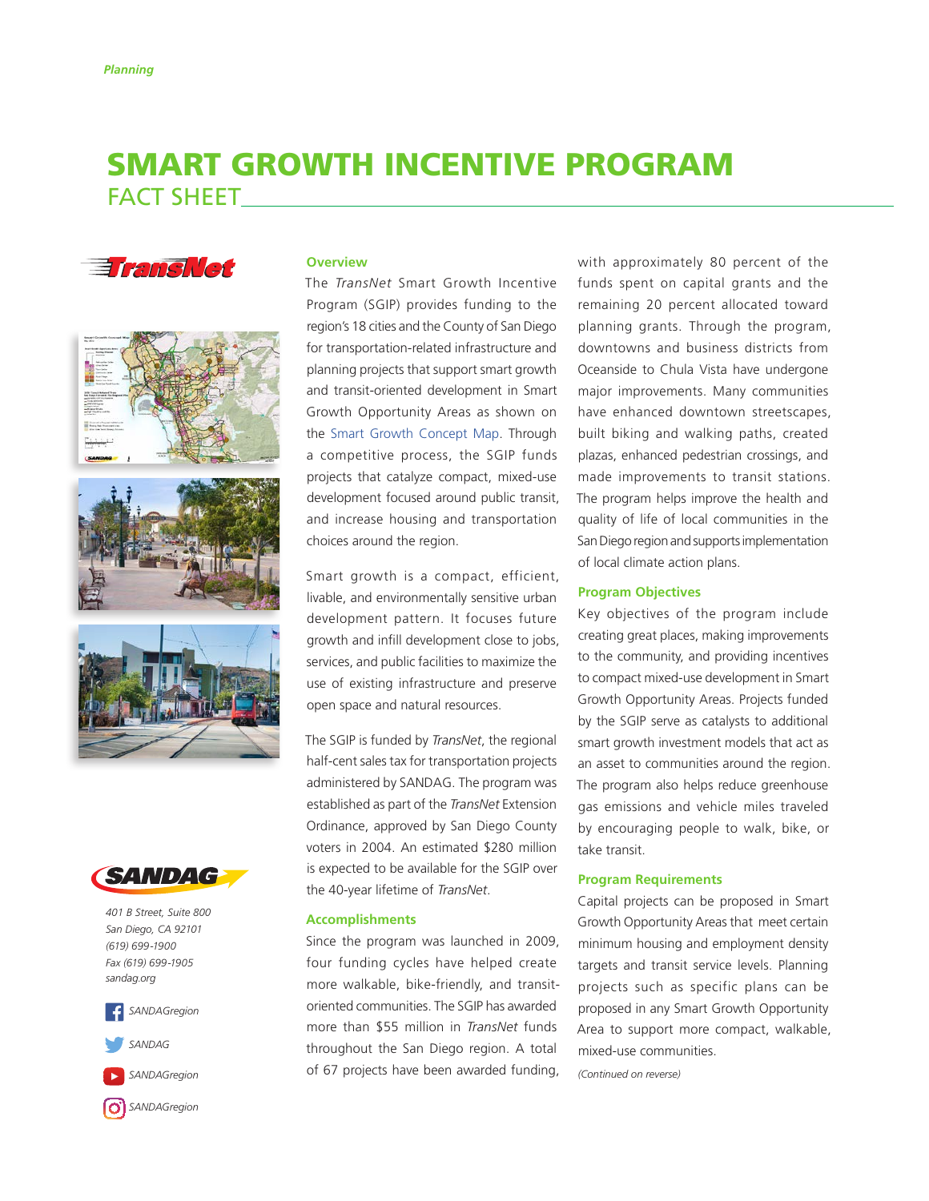*Planning*

# SMART GROWTH INCENTIVE PROGRAM

## FACT SHEET

### Overview

The *TransNet* Smart Growth Incentive Program (SGIP) provides funding to the region's 18 cities and the County of San Diego for transportation-related infrastructure and planning projects that support smart growth and transit-oriented development in Smart Growth Opportunity Areas as shown on the Smart Growth Concept Map. Through a competitive process, the SGIP funds projects that catalyze compact, mixed-use development focused around public transit, and increase housing and transportation choices around the region.

Smart growth is a compact, efficient, livable, and environmentally sensitive urban development pattern. It focuses future growth and infill development close to jobs, services, and public facilities to maximize the use of existing infrastructure and preserve open space and natural resources.

The SGIP is funded by *TransNet*, the regional half-cent sales tax for transportation projects administered by SANDAG. The program was established as part of the *TransNet* Extension Ordinance, approved by San Diego County voters in 2004. An estimated $280 million is expected to be available for the SGIP over the 40-year lifetime of *TransNet*.

### Accomplishments

Since the program was launched in 2009, four funding cycles have helped create more walkable, bike-friendly, and transit-oriented communities. The SGIP has awarded more than $55 million in *TransNet* funds throughout the San Diego region. A total of 67 projects have been awarded funding, with approximately 80 percent of the funds spent on capital grants and the remaining 20 percent allocated toward planning grants. Through the program, downtowns and business districts from Oceanside to Chula Vista have undergone major improvements. Many communities have enhanced downtown streetscapes, built biking and walking paths, created plazas, enhanced pedestrian crossings, and made improvements to transit stations. The program helps improve the health and quality of life of local communities in the San Diego region and supports implementation of local climate action plans.

### Program Objectives

Key objectives of the program include creating great places, making improvements to the community, and providing incentives to compact mixed-use development in Smart Growth Opportunity Areas. Projects funded by the SGIP serve as catalysts to additional smart growth investment models that act as an asset to communities around the region. The program also helps reduce greenhouse gas emissions and vehicle miles traveled by encouraging people to walk, bike, or take transit.

### Program Requirements

Capital projects can be proposed in Smart Growth Opportunity Areas that meet certain minimum housing and employment density targets and transit service levels. Planning projects such as specific plans can be proposed in any Smart Growth Opportunity Area to support more compact, walkable, mixed-use communities.

*(Continued on reverse)*

*401 B Street, Suite 800*
*San Diego, CA 92101*
*(619) 699-1900*
*Fax (619) 699-1905*
*sandag.org*

*SANDAGregion*
*SANDAG*
*SANDAGregion*
*SANDAGregion*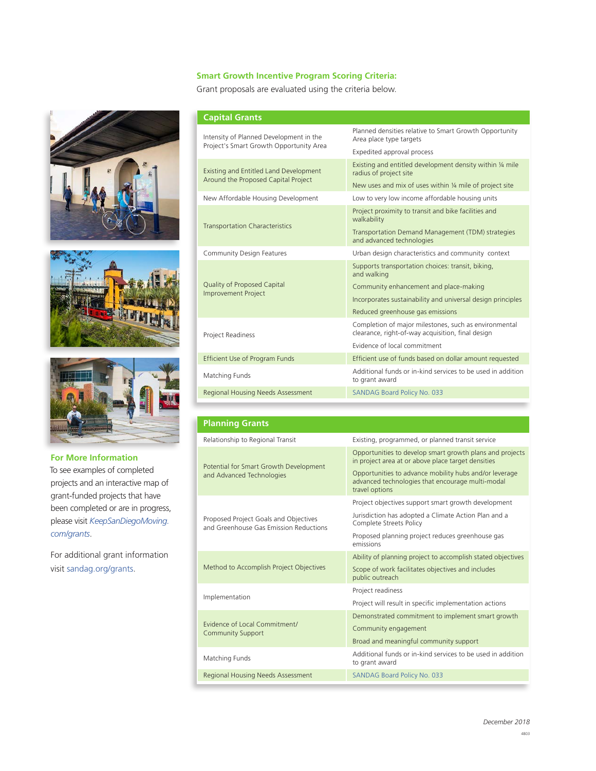## Smart Growth Incentive Program Scoring Criteria:

Grant proposals are evaluated using the criteria below.

| Capital Grants | |
|---|---|
| Intensity of Planned Development in the Project's Smart Growth Opportunity Area | Planned densities relative to Smart Growth Opportunity Area place type targets |
| | Expedited approval process |
| Existing and Entitled Land Development Around the Proposed Capital Project | Existing and entitled development density within ¼ mile radius of project site |
| | New uses and mix of uses within ¼ mile of project site |
| New Affordable Housing Development | Low to very low income affordable housing units |
| Transportation Characteristics | Project proximity to transit and bike facilities and walkability |
| | Transportation Demand Management (TDM) strategies and advanced technologies |
| Community Design Features | Urban design characteristics and community context |
| Quality of Proposed Capital Improvement Project | Supports transportation choices: transit, biking, and walking |
| | Community enhancement and place-making |
| | Incorporates sustainability and universal design principles |
| | Reduced greenhouse gas emissions |
| Project Readiness | Completion of major milestones, such as environmental clearance, right-of-way acquisition, final design |
| | Evidence of local commitment |
| Efficient Use of Program Funds | Efficient use of funds based on dollar amount requested |
| Matching Funds | Additional funds or in-kind services to be used in addition to grant award |
| Regional Housing Needs Assessment | SANDAG Board Policy No. 033 |

| Planning Grants | |
|---|---|
| Relationship to Regional Transit | Existing, programmed, or planned transit service |
| Potential for Smart Growth Development and Advanced Technologies | Opportunities to develop smart growth plans and projects in project area at or above place target densities |
| | Opportunities to advance mobility hubs and/or leverage advanced technologies that encourage multi-modal travel options |
| Proposed Project Goals and Objectives and Greenhouse Gas Emission Reductions | Project objectives support smart growth development |
| | Jurisdiction has adopted a Climate Action Plan and a Complete Streets Policy |
| | Proposed planning project reduces greenhouse gas emissions |
| Method to Accomplish Project Objectives | Ability of planning project to accomplish stated objectives |
| | Scope of work facilitates objectives and includes public outreach |
| Implementation | Project readiness |
| | Project will result in specific implementation actions |
| Evidence of Local Commitment/ Community Support | Demonstrated commitment to implement smart growth |
| | Community engagement |
| | Broad and meaningful community support |
| Matching Funds | Additional funds or in-kind services to be used in addition to grant award |
| Regional Housing Needs Assessment | SANDAG Board Policy No. 033 |

### For More Information

To see examples of completed projects and an interactive map of grant-funded projects that have been completed or are in progress, please visit *KeepSanDiegoMoving.com/grants*.

For additional grant information visit sandag.org/grants.

*December 2018*

4803